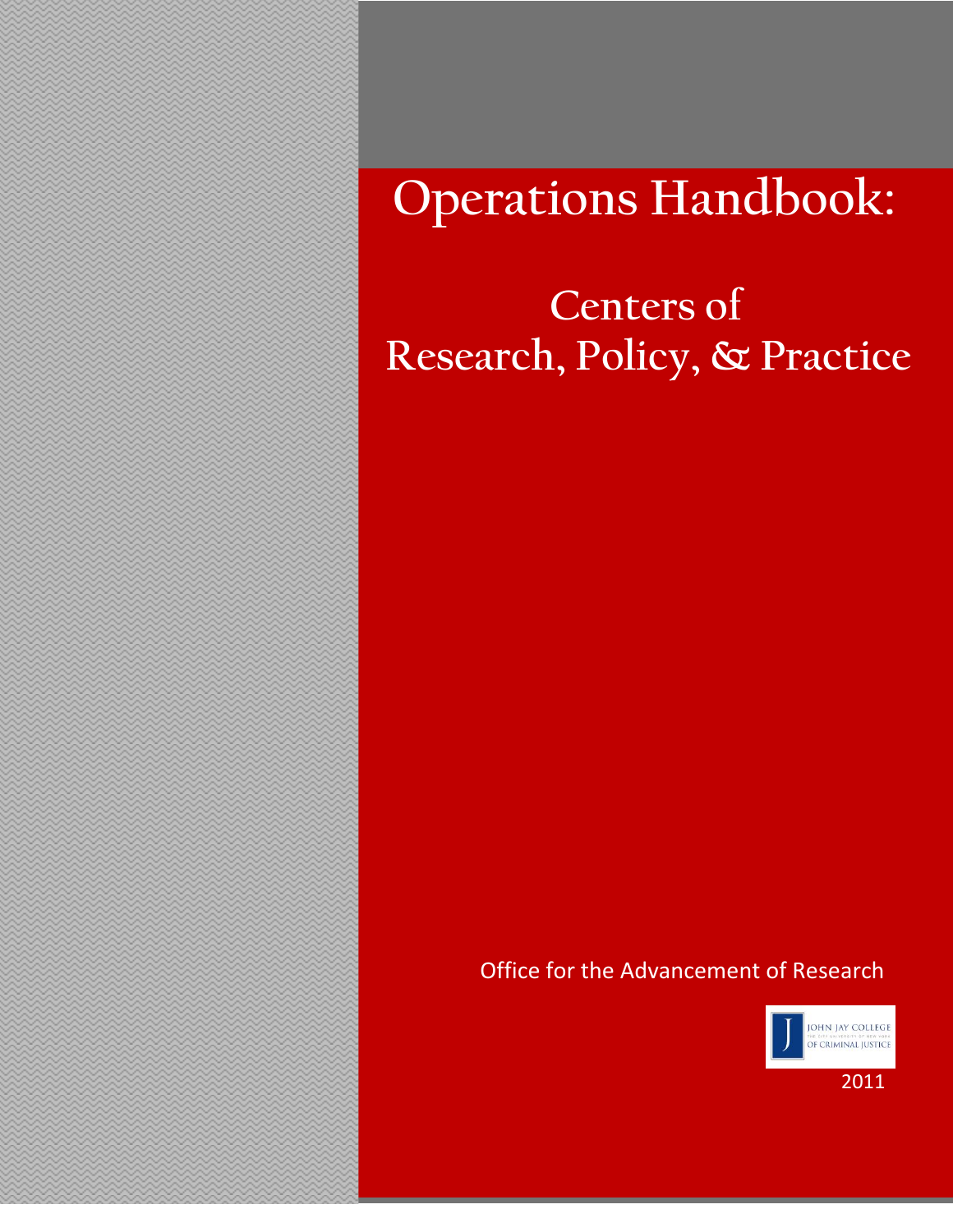# Operations Handbook:

## Centers of Research, Policy, & Practice

Office for the Advancement of Research

JOHN JAY COLLEGE OF CRIMINAL JUSTICE

2011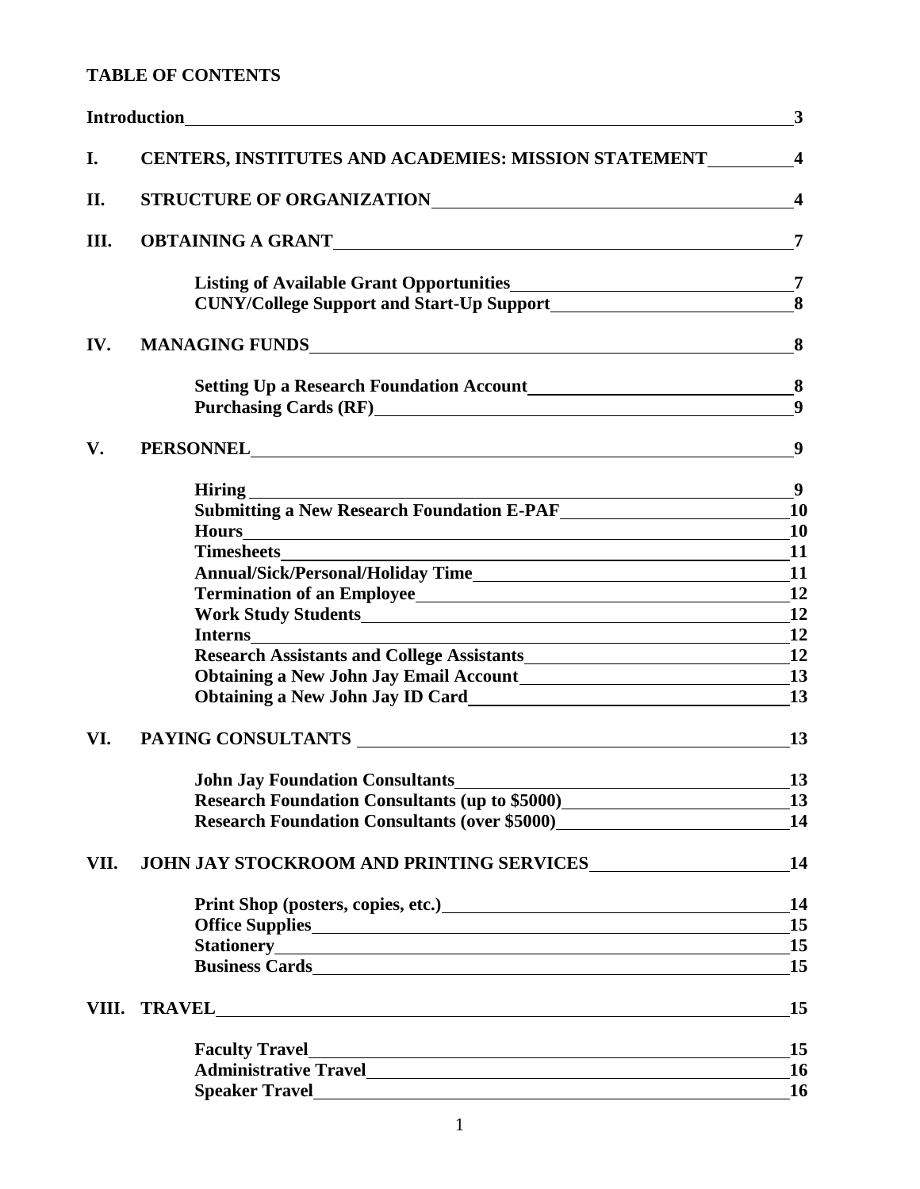**TABLE OF CONTENTS**

| | | |
|---|---|---|
| **Introduction** | | **3** |
| **I.** | **CENTERS, INSTITUTES AND ACADEMIES: MISSION STATEMENT** | **4** |
| **II.** | **STRUCTURE OF ORGANIZATION** | **4** |
| **III.** | **OBTAINING A GRANT** | **7** |
| | **Listing of Available Grant Opportunities** | **7** |
| | **CUNY/College Support and Start-Up Support** | **8** |
| **IV.** | **MANAGING FUNDS** | **8** |
| | **Setting Up a Research Foundation Account** | **8** |
| | **Purchasing Cards (RF)** | **9** |
| **V.** | **PERSONNEL** | **9** |
| | **Hiring** | **9** |
| | **Submitting a New Research Foundation E-PAF** | **10** |
| | **Hours** | **10** |
| | **Timesheets** | **11** |
| | **Annual/Sick/Personal/Holiday Time** | **11** |
| | **Termination of an Employee** | **12** |
| | **Work Study Students** | **12** |
| | **Interns** | **12** |
| | **Research Assistants and College Assistants** | **12** |
| | **Obtaining a New John Jay Email Account** | **13** |
| | **Obtaining a New John Jay ID Card** | **13** |
| **VI.** | **PAYING CONSULTANTS** | **13** |
| | **John Jay Foundation Consultants** | **13** |
| | **Research Foundation Consultants (up to $5000)** | **13** |
| | **Research Foundation Consultants (over $5000)** | **14** |
| **VII.** | **JOHN JAY STOCKROOM AND PRINTING SERVICES** | **14** |
| | **Print Shop (posters, copies, etc.)** | **14** |
| | **Office Supplies** | **15** |
| | **Stationery** | **15** |
| | **Business Cards** | **15** |
| **VIII.** | **TRAVEL** | **15** |
| | **Faculty Travel** | **15** |
| | **Administrative Travel** | **16** |
| | **Speaker Travel** | **16** |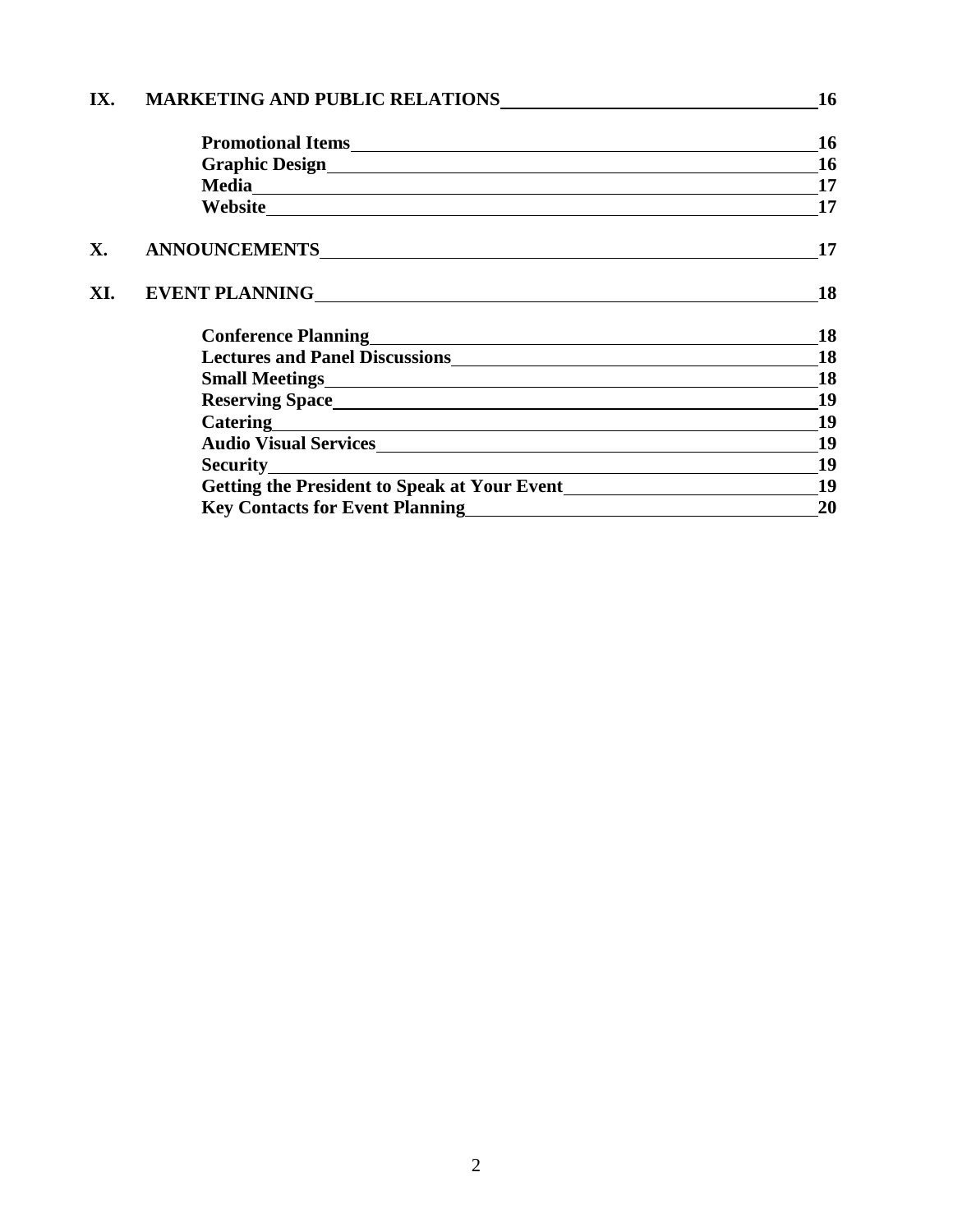**IX. MARKETING AND PUBLIC RELATIONS** **16**

- **Promotional Items** **16**
- **Graphic Design** **16**
- **Media** **17**
- **Website** **17**

**X. ANNOUNCEMENTS** **17**

**XI. EVENT PLANNING** **18**

- **Conference Planning** **18**
- **Lectures and Panel Discussions** **18**
- **Small Meetings** **18**
- **Reserving Space** **19**
- **Catering** **19**
- **Audio Visual Services** **19**
- **Security** **19**
- **Getting the President to Speak at Your Event** **19**
- **Key Contacts for Event Planning** **20**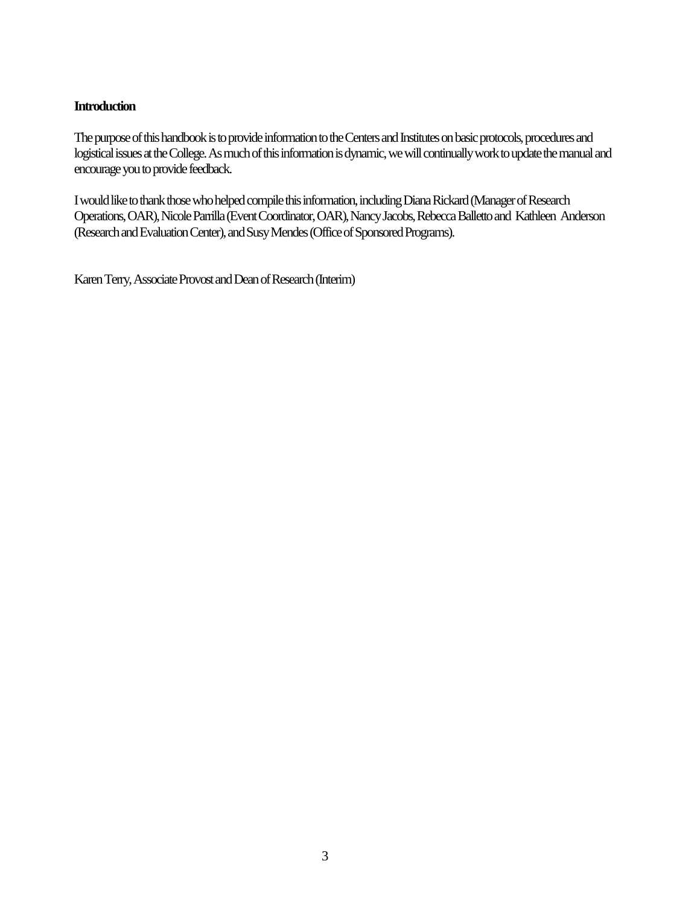## Introduction

The purpose of this handbook is to provide information to the Centers and Institutes on basic protocols, procedures and logistical issues at the College. As much of this information is dynamic, we will continually work to update the manual and encourage you to provide feedback.

I would like to thank those who helped compile this information, including Diana Rickard (Manager of Research Operations, OAR), Nicole Parrilla (Event Coordinator, OAR), Nancy Jacobs, Rebecca Balletto and Kathleen Anderson (Research and Evaluation Center), and Susy Mendes (Office of Sponsored Programs).

Karen Terry, Associate Provost and Dean of Research (Interim)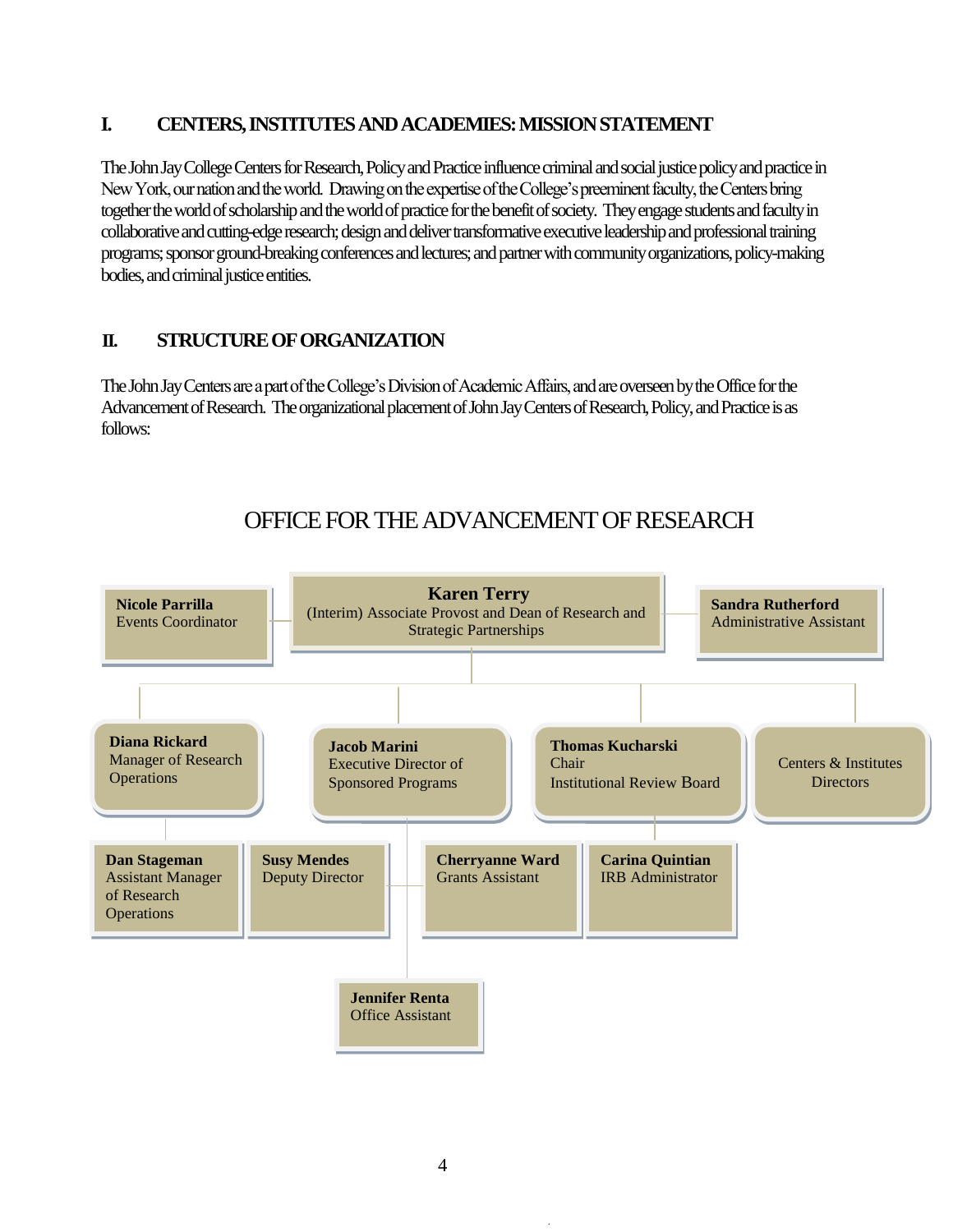## I. CENTERS, INSTITUTES AND ACADEMIES: MISSION STATEMENT

The John Jay College Centers for Research, Policy and Practice influence criminal and social justice policy and practice in New York, our nation and the world. Drawing on the expertise of the College's preeminent faculty, the Centers bring together the world of scholarship and the world of practice for the benefit of society. They engage students and faculty in collaborative and cutting-edge research; design and deliver transformative executive leadership and professional training programs; sponsor ground-breaking conferences and lectures; and partner with community organizations, policy-making bodies, and criminal justice entities.

## II. STRUCTURE OF ORGANIZATION

The John Jay Centers are a part of the College's Division of Academic Affairs, and are overseen by the Office for the Advancement of Research. The organizational placement of John Jay Centers of Research, Policy, and Practice is as follows:

### OFFICE FOR THE ADVANCEMENT OF RESEARCH

- **Karen Terry** — (Interim) Associate Provost and Dean of Research and Strategic Partnerships
  - **Nicole Parrilla** — Events Coordinator
  - **Sandra Rutherford** — Administrative Assistant
  - **Diana Rickard** — Manager of Research Operations
    - **Dan Stageman** — Assistant Manager of Research Operations
  - **Jacob Marini** — Executive Director of Sponsored Programs
    - **Susy Mendes** — Deputy Director
    - **Cherryanne Ward** — Grants Assistant
    - **Jennifer Renta** — Office Assistant
  - **Thomas Kucharski** — Chair Institutional Review Board
    - **Carina Quintian** — IRB Administrator
  - Centers & Institutes Directors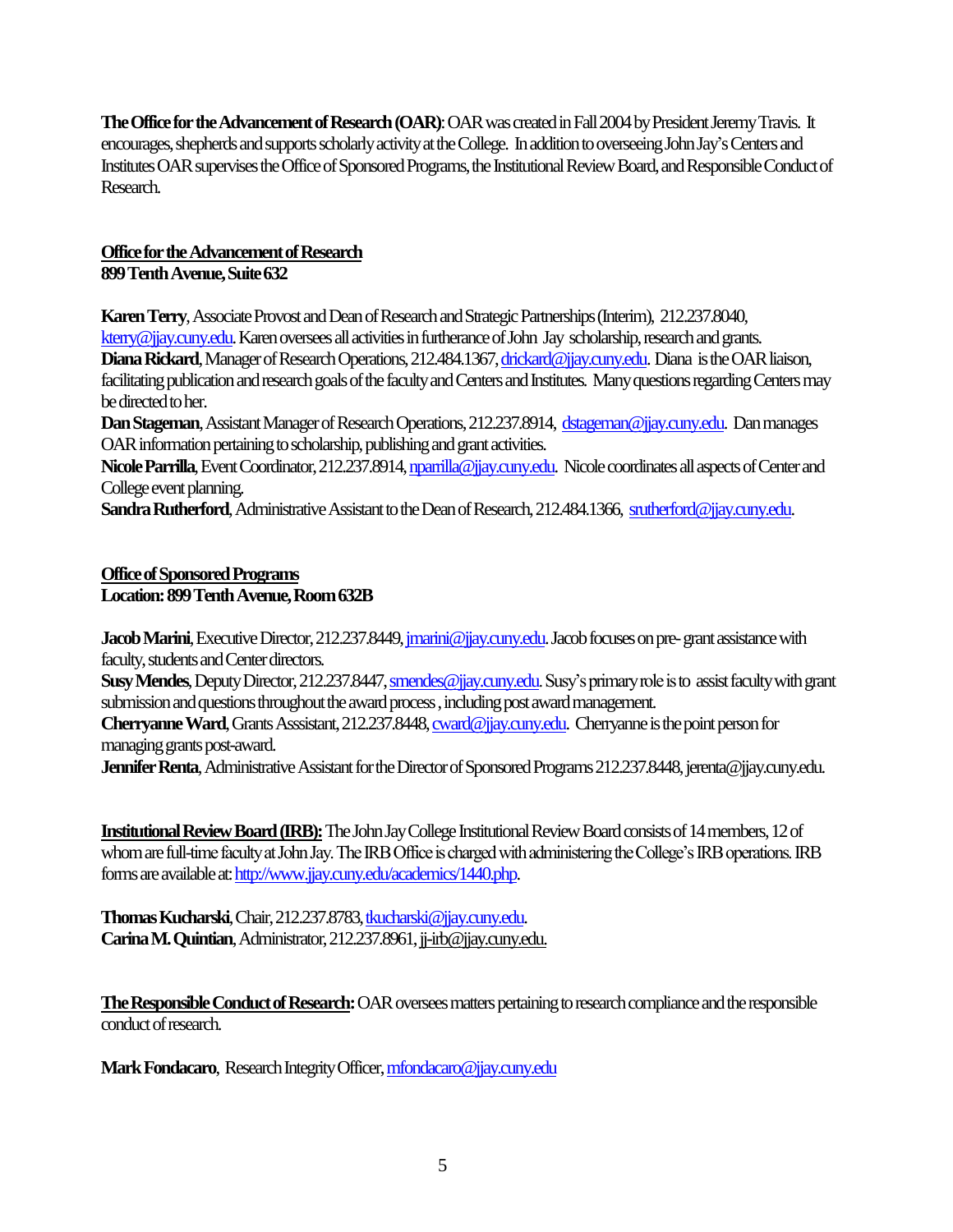**The Office for the Advancement of Research (OAR)**: OAR was created in Fall 2004 by President Jeremy Travis. It encourages, shepherds and supports scholarly activity at the College. In addition to overseeing John Jay's Centers and Institutes OAR supervises the Office of Sponsored Programs, the Institutional Review Board, and Responsible Conduct of Research.

**Office for the Advancement of Research**
**899 Tenth Avenue, Suite 632**

**Karen Terry**, Associate Provost and Dean of Research and Strategic Partnerships (Interim), 212.237.8040, kterry@jjay.cuny.edu. Karen oversees all activities in furtherance of John Jay scholarship, research and grants.
**Diana Rickard**, Manager of Research Operations, 212.484.1367, drickard@jjay.cuny.edu. Diana is the OAR liaison, facilitating publication and research goals of the faculty and Centers and Institutes. Many questions regarding Centers may be directed to her.
**Dan Stageman**, Assistant Manager of Research Operations, 212.237.8914, dstageman@jjay.cuny.edu. Dan manages OAR information pertaining to scholarship, publishing and grant activities.
**Nicole Parrilla**, Event Coordinator, 212.237.8914, nparrilla@jjay.cuny.edu. Nicole coordinates all aspects of Center and College event planning.
**Sandra Rutherford**, Administrative Assistant to the Dean of Research, 212.484.1366, srutherford@jjay.cuny.edu.

**Office of Sponsored Programs**
**Location: 899 Tenth Avenue, Room 632B**

**Jacob Marini**, Executive Director, 212.237.8449, jmarini@jjay.cuny.edu. Jacob focuses on pre- grant assistance with faculty, students and Center directors.
**Susy Mendes**, Deputy Director, 212.237.8447, smendes@jjay.cuny.edu. Susy's primary role is to assist faculty with grant submission and questions throughout the award process , including post award management.
**Cherryanne Ward**, Grants Asssistant, 212.237.8448, cward@jjay.cuny.edu. Cherryanne is the point person for managing grants post-award.
**Jennifer Renta**, Administrative Assistant for the Director of Sponsored Programs 212.237.8448, jerenta@jjay.cuny.edu.

**Institutional Review Board (IRB):** The John Jay College Institutional Review Board consists of 14 members, 12 of whom are full-time faculty at John Jay. The IRB Office is charged with administering the College's IRB operations. IRB forms are available at: http://www.jjay.cuny.edu/academics/1440.php.

**Thomas Kucharski**, Chair, 212.237.8783, tkucharski@jjay.cuny.edu.
**Carina M. Quintian**, Administrator, 212.237.8961, jj-irb@jjay.cuny.edu.

**The Responsible Conduct of Research:** OAR oversees matters pertaining to research compliance and the responsible conduct of research.

**Mark Fondacaro**, Research Integrity Officer, mfondacaro@jjay.cuny.edu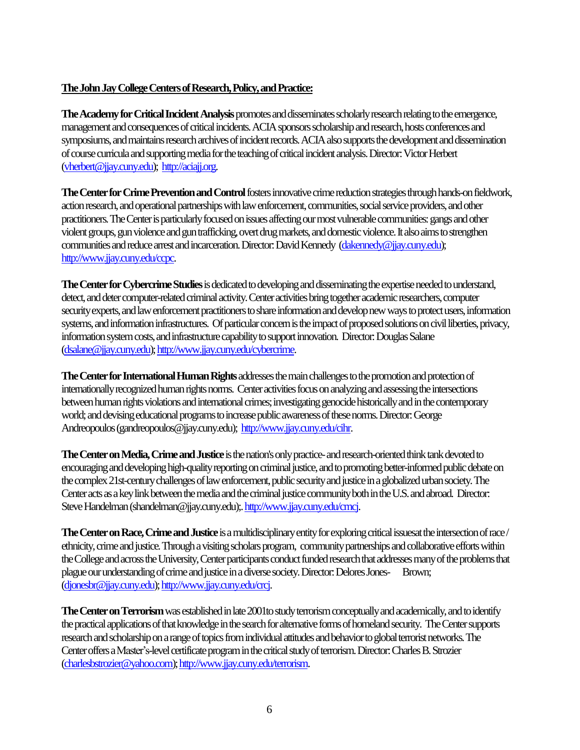**The John Jay College Centers of Research, Policy, and Practice:**

**The Academy for Critical Incident Analysis** promotes and disseminates scholarly research relating to the emergence, management and consequences of critical incidents. ACIA sponsors scholarship and research, hosts conferences and symposiums, and maintains research archives of incident records. ACIA also supports the development and dissemination of course curricula and supporting media for the teaching of critical incident analysis. Director: Victor Herbert (vherbert@jjay.cuny.edu); http://aciajj.org.

**The Center for Crime Prevention and Control** fosters innovative crime reduction strategies through hands-on fieldwork, action research, and operational partnerships with law enforcement, communities, social service providers, and other practitioners. The Center is particularly focused on issues affecting our most vulnerable communities: gangs and other violent groups, gun violence and gun trafficking, overt drug markets, and domestic violence. It also aims to strengthen communities and reduce arrest and incarceration. Director: David Kennedy (dakennedy@jjay.cuny.edu); http://www.jjay.cuny.edu/ccpc.

**The Center for Cybercrime Studies** is dedicated to developing and disseminating the expertise needed to understand, detect, and deter computer-related criminal activity. Center activities bring together academic researchers, computer security experts, and law enforcement practitioners to share information and develop new ways to protect users, information systems, and information infrastructures. Of particular concern is the impact of proposed solutions on civil liberties, privacy, information system costs, and infrastructure capability to support innovation. Director: Douglas Salane (dsalane@jjay.cuny.edu); http://www.jjay.cuny.edu/cybercrime.

**The Center for International Human Rights** addresses the main challenges to the promotion and protection of internationally recognized human rights norms. Center activities focus on analyzing and assessing the intersections between human rights violations and international crimes; investigating genocide historically and in the contemporary world; and devising educational programs to increase public awareness of these norms. Director: George Andreopoulos (gandreopoulos@jjay.cuny.edu); http://www.jjay.cuny.edu/cihr.

**The Center on Media, Crime and Justice** is the nation's only practice- and research-oriented think tank devoted to encouraging and developing high-quality reporting on criminal justice, and to promoting better-informed public debate on the complex 21st-century challenges of law enforcement, public security and justice in a globalized urban society. The Center acts as a key link between the media and the criminal justice community both in the U.S. and abroad. Director: Steve Handelman (shandelman@jjay.cuny.edu);. http://www.jjay.cuny.edu/cmcj.

**The Center on Race, Crime and Justice** is a multidisciplinary entity for exploring critical issuesat the intersection of race / ethnicity, crime and justice. Through a visiting scholars program, community partnerships and collaborative efforts within the College and across the University, Center participants conduct funded research that addresses many of the problems that plague our understanding of crime and justice in a diverse society. Director: Delores Jones- Brown; (djonesbr@jjay.cuny.edu); http://www.jjay.cuny.edu/crcj.

**The Center on Terrorism** was established in late 2001to study terrorism conceptually and academically, and to identify the practical applications of that knowledge in the search for alternative forms of homeland security. The Center supports research and scholarship on a range of topics from individual attitudes and behavior to global terrorist networks. The Center offers a Master's-level certificate program in the critical study of terrorism. Director: Charles B. Strozier (charlesbstrozier@yahoo.com); http://www.jjay.cuny.edu/terrorism.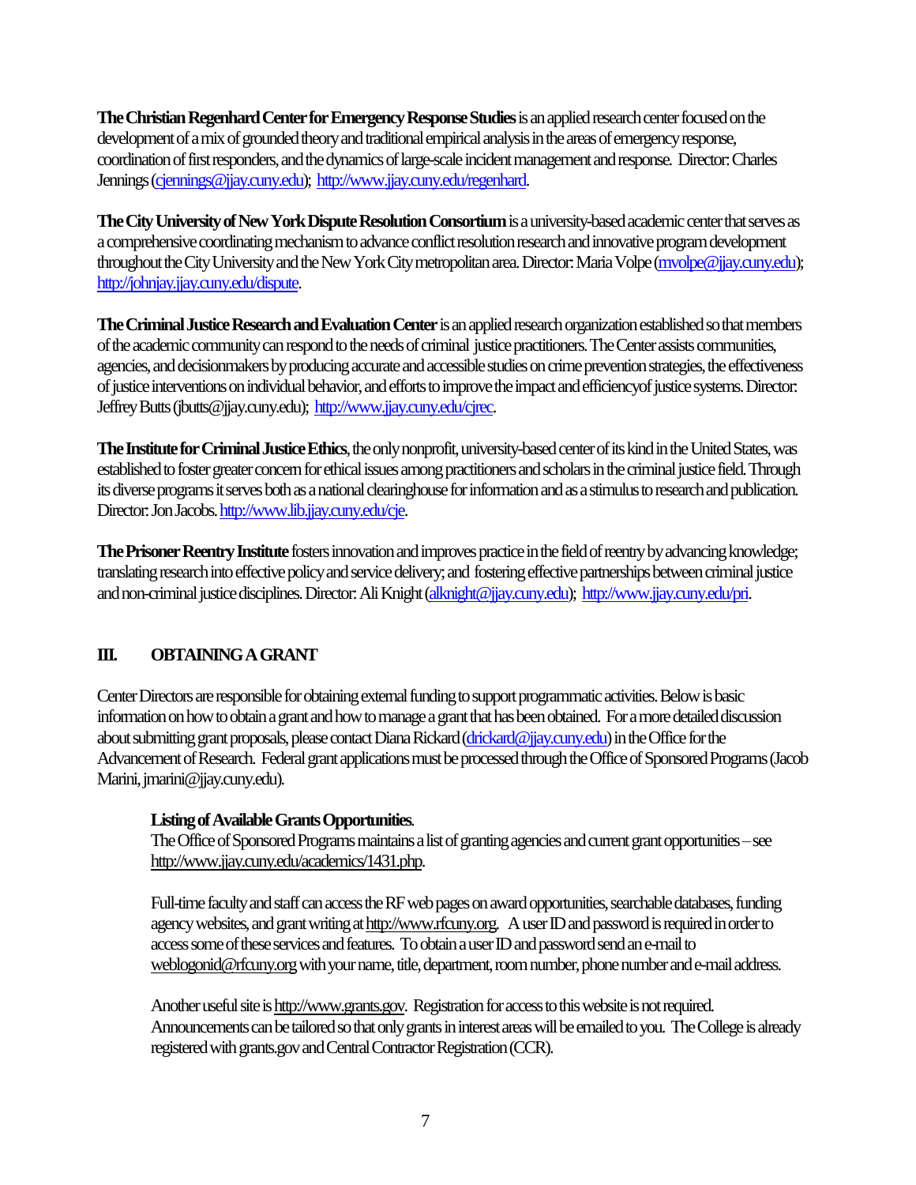**The Christian Regenhard Center for Emergency Response Studies** is an applied research center focused on the development of a mix of grounded theory and traditional empirical analysis in the areas of emergency response, coordination of first responders, and the dynamics of large-scale incident management and response. Director: Charles Jennings (cjennings@jjay.cuny.edu); http://www.jjay.cuny.edu/regenhard.

**The City University of New York Dispute Resolution Consortium** is a university-based academic center that serves as a comprehensive coordinating mechanism to advance conflict resolution research and innovative program development throughout the City University and the New York City metropolitan area. Director: Maria Volpe (mvolpe@jjay.cuny.edu); http://johnjay.jjay.cuny.edu/dispute.

**The Criminal Justice Research and Evaluation Center** is an applied research organization established so that members of the academic community can respond to the needs of criminal justice practitioners. The Center assists communities, agencies, and decisionmakers by producing accurate and accessible studies on crime prevention strategies, the effectiveness of justice interventions on individual behavior, and efforts to improve the impact and efficiencyof justice systems. Director: Jeffrey Butts (jbutts@jjay.cuny.edu); http://www.jjay.cuny.edu/cjrec.

**The Institute for Criminal Justice Ethics**, the only nonprofit, university-based center of its kind in the United States, was established to foster greater concern for ethical issues among practitioners and scholars in the criminal justice field. Through its diverse programs it serves both as a national clearinghouse for information and as a stimulus to research and publication. Director: Jon Jacobs. http://www.lib.jjay.cuny.edu/cje.

**The Prisoner Reentry Institute** fosters innovation and improves practice in the field of reentry by advancing knowledge; translating research into effective policy and service delivery; and fostering effective partnerships between criminal justice and non-criminal justice disciplines. Director: Ali Knight (alknight@jjay.cuny.edu); http://www.jjay.cuny.edu/pri.

## III. OBTAINING A GRANT

Center Directors are responsible for obtaining external funding to support programmatic activities. Below is basic information on how to obtain a grant and how to manage a grant that has been obtained. For a more detailed discussion about submitting grant proposals, please contact Diana Rickard (drickard@jjay.cuny.edu) in the Office for the Advancement of Research. Federal grant applications must be processed through the Office of Sponsored Programs (Jacob Marini, jmarini@jjay.cuny.edu).

**Listing of Available Grants Opportunities**.
The Office of Sponsored Programs maintains a list of granting agencies and current grant opportunities – see http://www.jjay.cuny.edu/academics/1431.php.

Full-time faculty and staff can access the RF web pages on award opportunities, searchable databases, funding agency websites, and grant writing at http://www.rfcuny.org. A user ID and password is required in order to access some of these services and features. To obtain a user ID and password send an e-mail to weblogonid@rfcuny.org with your name, title, department, room number, phone number and e-mail address.

Another useful site is http://www.grants.gov. Registration for access to this website is not required. Announcements can be tailored so that only grants in interest areas will be emailed to you. The College is already registered with grants.gov and Central Contractor Registration (CCR).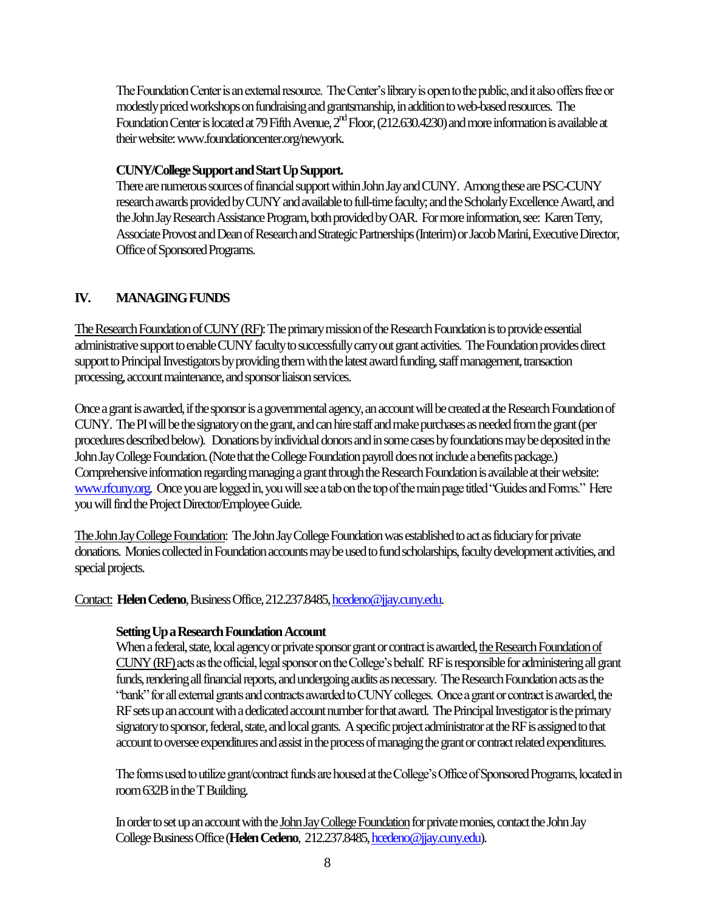The Foundation Center is an external resource. The Center's library is open to the public, and it also offers free or modestly priced workshops on fundraising and grantsmanship, in addition to web-based resources. The Foundation Center is located at 79 Fifth Avenue, 2nd Floor, (212.630.4230) and more information is available at their website: www.foundationcenter.org/newyork.

**CUNY/College Support and Start Up Support.**
There are numerous sources of financial support within John Jay and CUNY. Among these are PSC-CUNY research awards provided by CUNY and available to full-time faculty; and the Scholarly Excellence Award, and the John Jay Research Assistance Program, both provided by OAR. For more information, see: Karen Terry, Associate Provost and Dean of Research and Strategic Partnerships (Interim) or Jacob Marini, Executive Director, Office of Sponsored Programs.

## IV. MANAGING FUNDS

The Research Foundation of CUNY (RF): The primary mission of the Research Foundation is to provide essential administrative support to enable CUNY faculty to successfully carry out grant activities. The Foundation provides direct support to Principal Investigators by providing them with the latest award funding, staff management, transaction processing, account maintenance, and sponsor liaison services.

Once a grant is awarded, if the sponsor is a governmental agency, an account will be created at the Research Foundation of CUNY. The PI will be the signatory on the grant, and can hire staff and make purchases as needed from the grant (per procedures described below). Donations by individual donors and in some cases by foundations may be deposited in the John Jay College Foundation. (Note that the College Foundation payroll does not include a benefits package.) Comprehensive information regarding managing a grant through the Research Foundation is available at their website: www.rfcuny.org. Once you are logged in, you will see a tab on the top of the main page titled "Guides and Forms." Here you will find the Project Director/Employee Guide.

The John Jay College Foundation: The John Jay College Foundation was established to act as fiduciary for private donations. Monies collected in Foundation accounts may be used to fund scholarships, faculty development activities, and special projects.

Contact: **Helen Cedeno**, Business Office, 212.237.8485, hcedeno@jjay.cuny.edu.

**Setting Up a Research Foundation Account**
When a federal, state, local agency or private sponsor grant or contract is awarded, the Research Foundation of CUNY (RF) acts as the official, legal sponsor on the College's behalf. RF is responsible for administering all grant funds, rendering all financial reports, and undergoing audits as necessary. The Research Foundation acts as the "bank" for all external grants and contracts awarded to CUNY colleges. Once a grant or contract is awarded, the RF sets up an account with a dedicated account number for that award. The Principal Investigator is the primary signatory to sponsor, federal, state, and local grants. A specific project administrator at the RF is assigned to that account to oversee expenditures and assist in the process of managing the grant or contract related expenditures.

The forms used to utilize grant/contract funds are housed at the College's Office of Sponsored Programs, located in room 632B in the T Building.

In order to set up an account with the John Jay College Foundation for private monies, contact the John Jay College Business Office (**Helen Cedeno**, 212.237.8485, hcedeno@jjay.cuny.edu).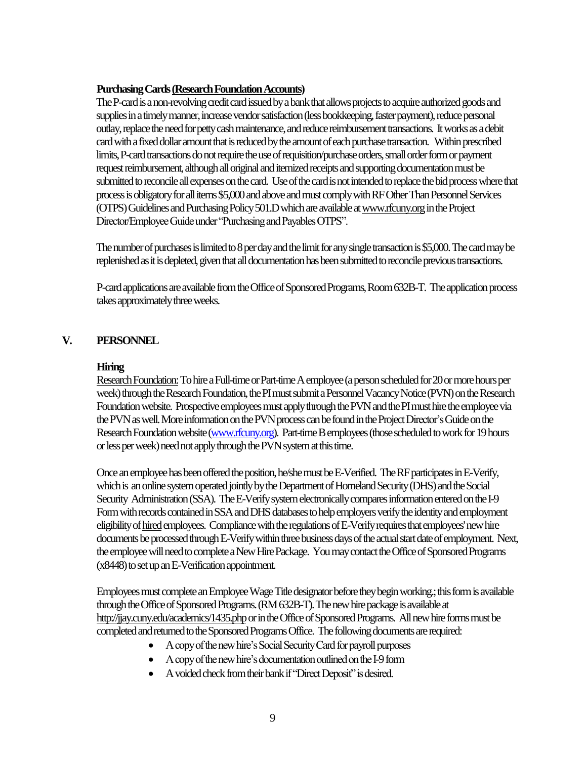**Purchasing Cards (Research Foundation Accounts)**

The P-card is a non-revolving credit card issued by a bank that allows projects to acquire authorized goods and supplies in a timely manner, increase vendor satisfaction (less bookkeeping, faster payment), reduce personal outlay, replace the need for petty cash maintenance, and reduce reimbursement transactions. It works as a debit card with a fixed dollar amount that is reduced by the amount of each purchase transaction. Within prescribed limits, P-card transactions do not require the use of requisition/purchase orders, small order form or payment request reimbursement, although all original and itemized receipts and supporting documentation must be submitted to reconcile all expenses on the card. Use of the card is not intended to replace the bid process where that process is obligatory for all items $5,000 and above and must comply with RF Other Than Personnel Services (OTPS) Guidelines and Purchasing Policy 501.D which are available at www.rfcuny.org in the Project Director/Employee Guide under "Purchasing and Payables OTPS".

The number of purchases is limited to 8 per day and the limit for any single transaction is $5,000. The card may be replenished as it is depleted, given that all documentation has been submitted to reconcile previous transactions.

P-card applications are available from the Office of Sponsored Programs, Room 632B-T. The application process takes approximately three weeks.

## V. PERSONNEL

**Hiring**

Research Foundation: To hire a Full-time or Part-time A employee (a person scheduled for 20 or more hours per week) through the Research Foundation, the PI must submit a Personnel Vacancy Notice (PVN) on the Research Foundation website. Prospective employees must apply through the PVN and the PI must hire the employee via the PVN as well. More information on the PVN process can be found in the Project Director's Guide on the Research Foundation website (www.rfcuny.org). Part-time B employees (those scheduled to work for 19 hours or less per week) need not apply through the PVN system at this time.

Once an employee has been offered the position, he/she must be E-Verified. The RF participates in E-Verify, which is an online system operated jointly by the Department of Homeland Security (DHS) and the Social Security Administration (SSA). The E-Verify system electronically compares information entered on the I-9 Form with records contained in SSA and DHS databases to help employers verify the identity and employment eligibility of hired employees. Compliance with the regulations of E-Verify requires that employees' new hire documents be processed through E-Verify within three business days of the actual start date of employment. Next, the employee will need to complete a New Hire Package. You may contact the Office of Sponsored Programs (x8448) to set up an E-Verification appointment.

Employees must complete an Employee Wage Title designator before they begin working.; this form is available through the Office of Sponsored Programs. (RM 632B-T). The new hire package is available at http://jjay.cuny.edu/academics/1435.php or in the Office of Sponsored Programs. All new hire forms must be completed and returned to the Sponsored Programs Office. The following documents are required:

- A copy of the new hire's Social Security Card for payroll purposes
- A copy of the new hire's documentation outlined on the I-9 form
- A voided check from their bank if "Direct Deposit" is desired.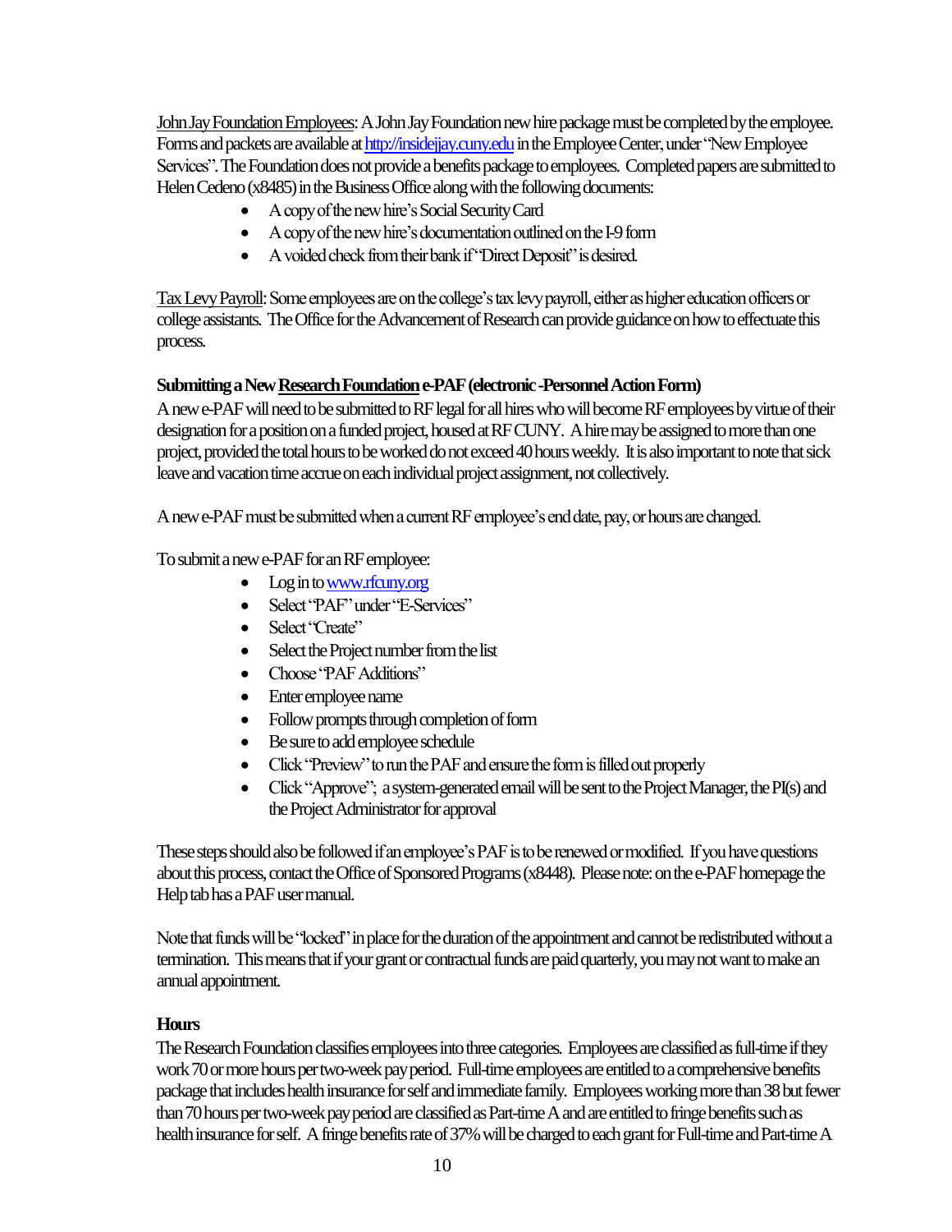John Jay Foundation Employees: A John Jay Foundation new hire package must be completed by the employee. Forms and packets are available at http://insidejjay.cuny.edu in the Employee Center, under "New Employee Services". The Foundation does not provide a benefits package to employees. Completed papers are submitted to Helen Cedeno (x8485) in the Business Office along with the following documents:

- A copy of the new hire's Social Security Card
- A copy of the new hire's documentation outlined on the I-9 form
- A voided check from their bank if "Direct Deposit" is desired.

Tax Levy Payroll: Some employees are on the college's tax levy payroll, either as higher education officers or college assistants. The Office for the Advancement of Research can provide guidance on how to effectuate this process.

**Submitting a New Research Foundation e-PAF (electronic -Personnel Action Form)**

A new e-PAF will need to be submitted to RF legal for all hires who will become RF employees by virtue of their designation for a position on a funded project, housed at RF CUNY. A hire may be assigned to more than one project, provided the total hours to be worked do not exceed 40 hours weekly. It is also important to note that sick leave and vacation time accrue on each individual project assignment, not collectively.

A new e-PAF must be submitted when a current RF employee's end date, pay, or hours are changed.

To submit a new e-PAF for an RF employee:

- Log in to www.rfcuny.org
- Select "PAF" under "E-Services"
- Select "Create"
- Select the Project number from the list
- Choose "PAF Additions"
- Enter employee name
- Follow prompts through completion of form
- Be sure to add employee schedule
- Click "Preview" to run the PAF and ensure the form is filled out properly
- Click "Approve"; a system-generated email will be sent to the Project Manager, the PI(s) and the Project Administrator for approval

These steps should also be followed if an employee's PAF is to be renewed or modified. If you have questions about this process, contact the Office of Sponsored Programs (x8448). Please note: on the e-PAF homepage the Help tab has a PAF user manual.

Note that funds will be "locked" in place for the duration of the appointment and cannot be redistributed without a termination. This means that if your grant or contractual funds are paid quarterly, you may not want to make an annual appointment.

**Hours**

The Research Foundation classifies employees into three categories. Employees are classified as full-time if they work 70 or more hours per two-week pay period. Full-time employees are entitled to a comprehensive benefits package that includes health insurance for self and immediate family. Employees working more than 38 but fewer than 70 hours per two-week pay period are classified as Part-time A and are entitled to fringe benefits such as health insurance for self. A fringe benefits rate of 37% will be charged to each grant for Full-time and Part-time A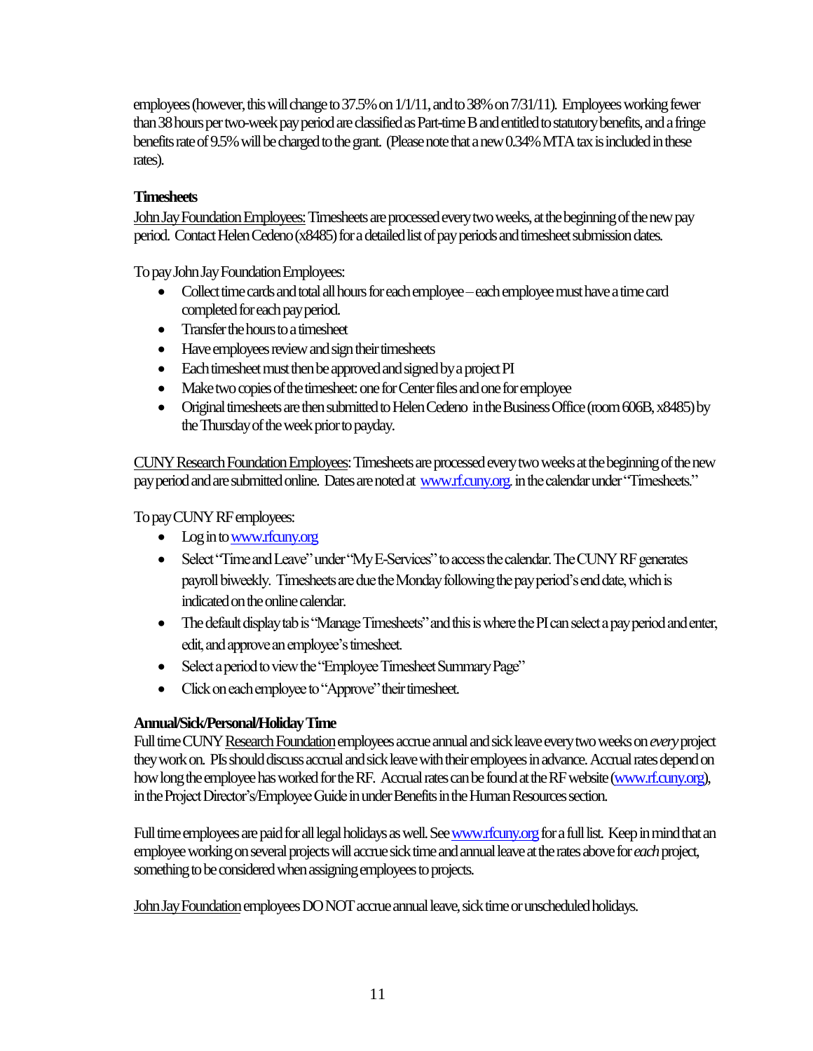employees (however, this will change to 37.5% on 1/1/11, and to 38% on 7/31/11). Employees working fewer than 38 hours per two-week pay period are classified as Part-time B and entitled to statutory benefits, and a fringe benefits rate of 9.5% will be charged to the grant. (Please note that a new 0.34% MTA tax is included in these rates).

**Timesheets**

John Jay Foundation Employees: Timesheets are processed every two weeks, at the beginning of the new pay period. Contact Helen Cedeno (x8485) for a detailed list of pay periods and timesheet submission dates.

To pay John Jay Foundation Employees:

- Collect time cards and total all hours for each employee – each employee must have a time card completed for each pay period.
- Transfer the hours to a timesheet
- Have employees review and sign their timesheets
- Each timesheet must then be approved and signed by a project PI
- Make two copies of the timesheet: one for Center files and one for employee
- Original timesheets are then submitted to Helen Cedeno in the Business Office (room 606B, x8485) by the Thursday of the week prior to payday.

CUNY Research Foundation Employees: Timesheets are processed every two weeks at the beginning of the new pay period and are submitted online. Dates are noted at www.rf.cuny.org. in the calendar under "Timesheets."

To pay CUNY RF employees:

- Log in to www.rfcuny.org
- Select "Time and Leave" under "My E-Services" to access the calendar. The CUNY RF generates payroll biweekly. Timesheets are due the Monday following the pay period's end date, which is indicated on the online calendar.
- The default display tab is "Manage Timesheets" and this is where the PI can select a pay period and enter, edit, and approve an employee's timesheet.
- Select a period to view the "Employee Timesheet Summary Page"
- Click on each employee to "Approve" their timesheet.

**Annual/Sick/Personal/Holiday Time**

Full time CUNY Research Foundation employees accrue annual and sick leave every two weeks on *every* project they work on. PIs should discuss accrual and sick leave with their employees in advance. Accrual rates depend on how long the employee has worked for the RF. Accrual rates can be found at the RF website (www.rf.cuny.org), in the Project Director's/Employee Guide in under Benefits in the Human Resources section.

Full time employees are paid for all legal holidays as well. See www.rfcuny.org for a full list. Keep in mind that an employee working on several projects will accrue sick time and annual leave at the rates above for *each* project, something to be considered when assigning employees to projects.

John Jay Foundation employees DO NOT accrue annual leave, sick time or unscheduled holidays.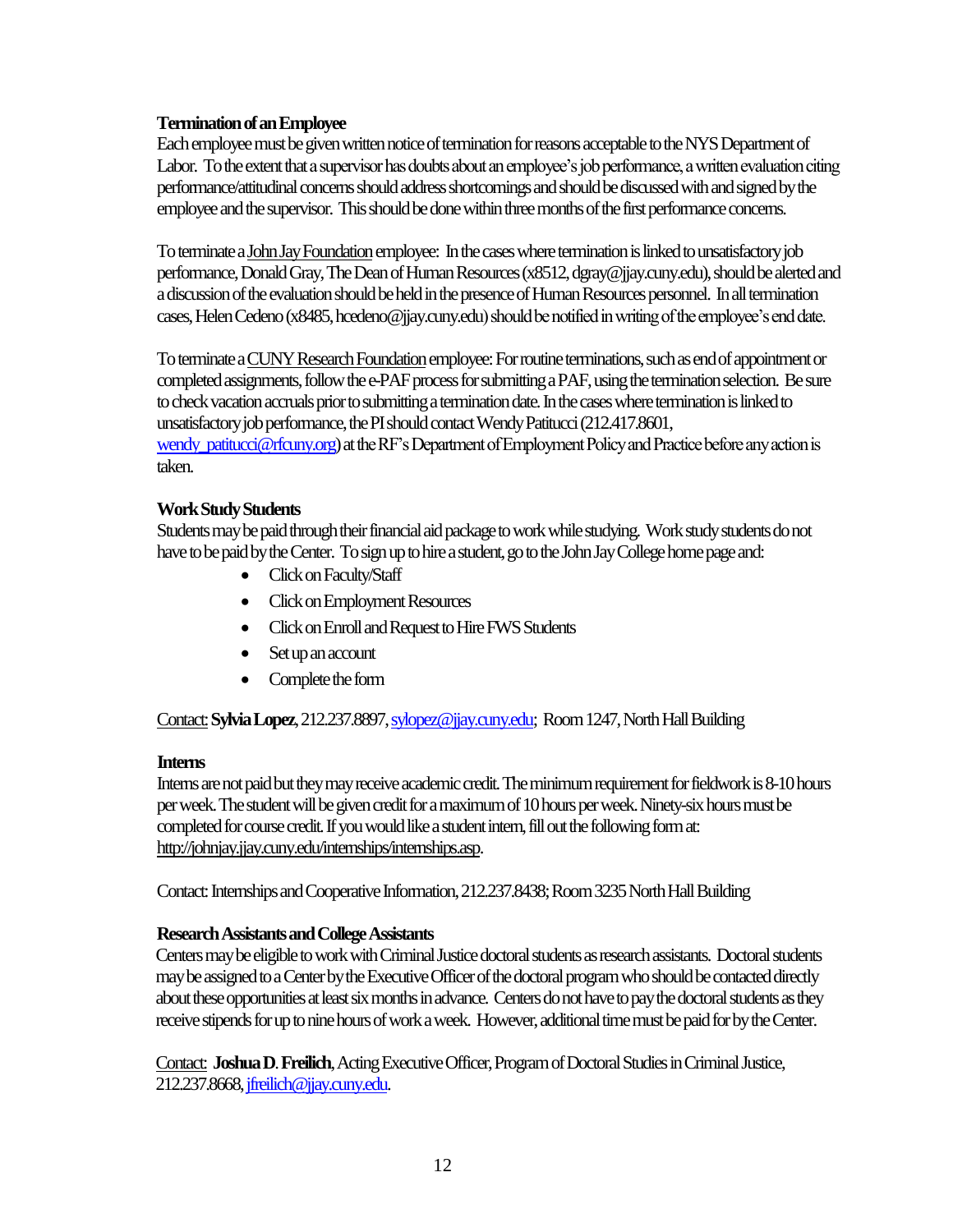**Termination of an Employee**

Each employee must be given written notice of termination for reasons acceptable to the NYS Department of Labor. To the extent that a supervisor has doubts about an employee's job performance, a written evaluation citing performance/attitudinal concerns should address shortcomings and should be discussed with and signed by the employee and the supervisor. This should be done within three months of the first performance concerns.

To terminate a John Jay Foundation employee: In the cases where termination is linked to unsatisfactory job performance, Donald Gray, The Dean of Human Resources (x8512, dgray@jjay.cuny.edu), should be alerted and a discussion of the evaluation should be held in the presence of Human Resources personnel. In all termination cases, Helen Cedeno (x8485, hcedeno@jjay.cuny.edu) should be notified in writing of the employee's end date.

To terminate a CUNY Research Foundation employee: For routine terminations, such as end of appointment or completed assignments, follow the e-PAF process for submitting a PAF, using the termination selection. Be sure to check vacation accruals prior to submitting a termination date. In the cases where termination is linked to unsatisfactory job performance, the PI should contact Wendy Patitucci (212.417.8601, wendy_patitucci@rfcuny.org) at the RF's Department of Employment Policy and Practice before any action is taken.

**Work Study Students**

Students may be paid through their financial aid package to work while studying. Work study students do not have to be paid by the Center. To sign up to hire a student, go to the John Jay College home page and:

- Click on Faculty/Staff
- Click on Employment Resources
- Click on Enroll and Request to Hire FWS Students
- Set up an account
- Complete the form

Contact: **Sylvia Lopez**, 212.237.8897, sylopez@jjay.cuny.edu; Room 1247, North Hall Building

**Interns**

Interns are not paid but they may receive academic credit. The minimum requirement for fieldwork is 8-10 hours per week. The student will be given credit for a maximum of 10 hours per week. Ninety-six hours must be completed for course credit. If you would like a student intern, fill out the following form at: http://johnjay.jjay.cuny.edu/internships/internships.asp.

Contact: Internships and Cooperative Information, 212.237.8438; Room 3235 North Hall Building

**Research Assistants and College Assistants**

Centers may be eligible to work with Criminal Justice doctoral students as research assistants. Doctoral students may be assigned to a Center by the Executive Officer of the doctoral program who should be contacted directly about these opportunities at least six months in advance. Centers do not have to pay the doctoral students as they receive stipends for up to nine hours of work a week. However, additional time must be paid for by the Center.

Contact: **Joshua D. Freilich**, Acting Executive Officer, Program of Doctoral Studies in Criminal Justice, 212.237.8668, jfreilich@jjay.cuny.edu.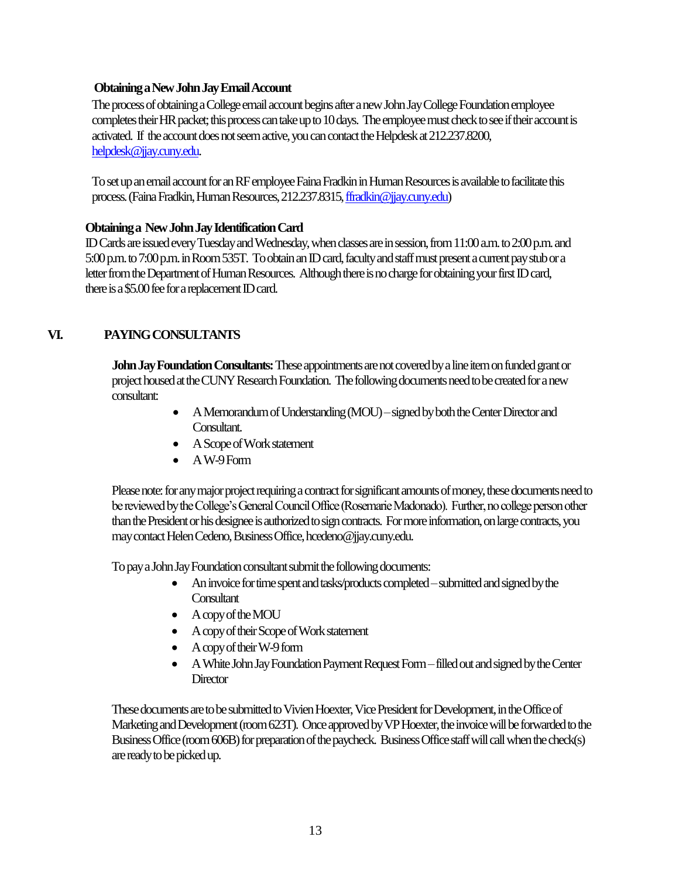**Obtaining a New John Jay Email Account**

The process of obtaining a College email account begins after a new John Jay College Foundation employee completes their HR packet; this process can take up to 10 days. The employee must check to see if their account is activated. If the account does not seem active, you can contact the Helpdesk at 212.237.8200, helpdesk@jjay.cuny.edu.

To set up an email account for an RF employee Faina Fradkin in Human Resources is available to facilitate this process. (Faina Fradkin, Human Resources, 212.237.8315, ffradkin@jjay.cuny.edu)

**Obtaining a New John Jay Identification Card**

ID Cards are issued every Tuesday and Wednesday, when classes are in session, from 11:00 a.m. to 2:00 p.m. and 5:00 p.m. to 7:00 p.m. in Room 535T. To obtain an ID card, faculty and staff must present a current pay stub or a letter from the Department of Human Resources. Although there is no charge for obtaining your first ID card, there is a $5.00 fee for a replacement ID card.

## VI. PAYING CONSULTANTS

**John Jay Foundation Consultants:** These appointments are not covered by a line item on funded grant or project housed at the CUNY Research Foundation. The following documents need to be created for a new consultant:

- A Memorandum of Understanding (MOU) – signed by both the Center Director and Consultant.
- A Scope of Work statement
- A W-9 Form

Please note: for any major project requiring a contract for significant amounts of money, these documents need to be reviewed by the College's General Council Office (Rosemarie Madonado). Further, no college person other than the President or his designee is authorized to sign contracts. For more information, on large contracts, you may contact Helen Cedeno, Business Office, hcedeno@jjay.cuny.edu.

To pay a John Jay Foundation consultant submit the following documents:

- An invoice for time spent and tasks/products completed – submitted and signed by the Consultant
- A copy of the MOU
- A copy of their Scope of Work statement
- A copy of their W-9 form
- A White John Jay Foundation Payment Request Form – filled out and signed by the Center Director

These documents are to be submitted to Vivien Hoexter, Vice President for Development, in the Office of Marketing and Development (room 623T). Once approved by VP Hoexter, the invoice will be forwarded to the Business Office (room 606B) for preparation of the paycheck. Business Office staff will call when the check(s) are ready to be picked up.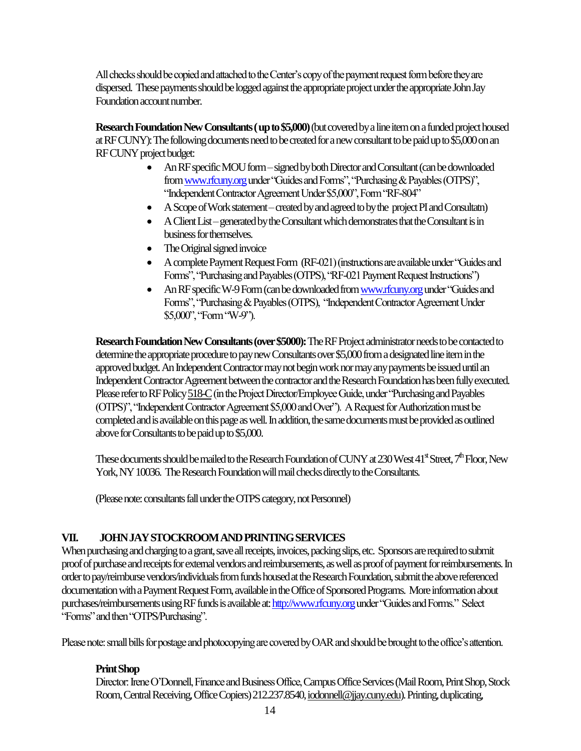All checks should be copied and attached to the Center's copy of the payment request form before they are dispersed. These payments should be logged against the appropriate project under the appropriate John Jay Foundation account number.

**Research Foundation New Consultants ( up to $5,000)** (but covered by a line item on a funded project housed at RF CUNY): The following documents need to be created for a new consultant to be paid up to $5,000 on an RF CUNY project budget:

- An RF specific MOU form – signed by both Director and Consultant (can be downloaded from www.rfcuny.org under "Guides and Forms", "Purchasing & Payables (OTPS)", "Independent Contractor Agreement Under $5,000", Form "RF-804"
- A Scope of Work statement – created by and agreed to by the project PI and Consultatn)
- A Client List – generated by the Consultant which demonstrates that the Consultant is in business for themselves.
- The Original signed invoice
- A complete Payment Request Form (RF-021) (instructions are available under "Guides and Forms", "Purchasing and Payables (OTPS), "RF-021 Payment Request Instructions")
- An RF specific W-9 Form (can be downloaded from www.rfcuny.org under "Guides and Forms", "Purchasing & Payables (OTPS), "Independent Contractor Agreement Under $5,000", "Form "W-9").

**Research Foundation New Consultants (over $5000):** The RF Project administrator needs to be contacted to determine the appropriate procedure to pay new Consultants over $5,000 from a designated line item in the approved budget. An Independent Contractor may not begin work nor may any payments be issued until an Independent Contractor Agreement between the contractor and the Research Foundation has been fully executed. Please refer to RF Policy 518-C (in the Project Director/Employee Guide, under "Purchasing and Payables (OTPS)", "Independent Contractor Agreement $5,000 and Over"). A Request for Authorization must be completed and is available on this page as well. In addition, the same documents must be provided as outlined above for Consultants to be paid up to $5,000.

These documents should be mailed to the Research Foundation of CUNY at 230 West 41st Street, 7th Floor, New York, NY 10036. The Research Foundation will mail checks directly to the Consultants.

(Please note: consultants fall under the OTPS category, not Personnel)

## VII. JOHN JAY STOCKROOM AND PRINTING SERVICES

When purchasing and charging to a grant, save all receipts, invoices, packing slips, etc. Sponsors are required to submit proof of purchase and receipts for external vendors and reimbursements, as well as proof of payment for reimbursements. In order to pay/reimburse vendors/individuals from funds housed at the Research Foundation, submit the above referenced documentation with a Payment Request Form, available in the Office of Sponsored Programs. More information about purchases/reimbursements using RF funds is available at: http://www.rfcuny.org under "Guides and Forms." Select "Forms" and then "OTPS/Purchasing".

Please note: small bills for postage and photocopying are covered by OAR and should be brought to the office's attention.

### Print Shop

Director: Irene O'Donnell, Finance and Business Office, Campus Office Services (Mail Room, Print Shop, Stock Room, Central Receiving, Office Copiers) 212.237.8540, iodonnell@jjay.cuny.edu). Printing, duplicating,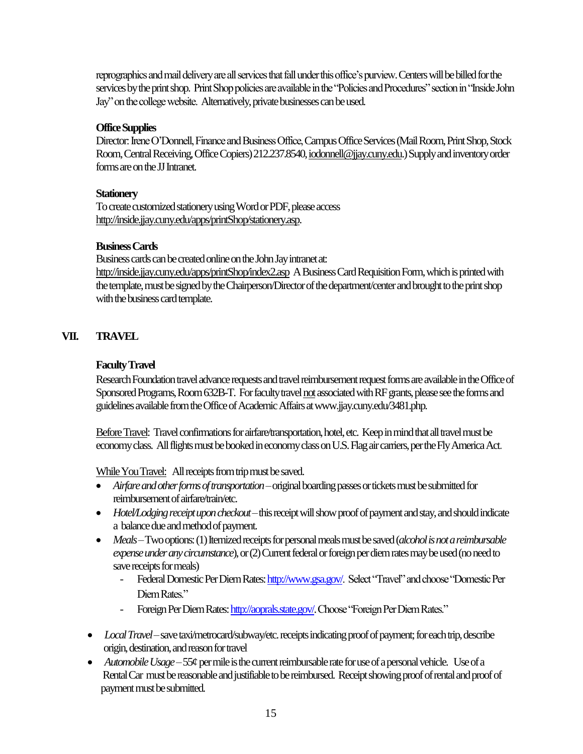reprographics and mail delivery are all services that fall under this office's purview. Centers will be billed for the services by the print shop. Print Shop policies are available in the "Policies and Procedures" section in "Inside John Jay" on the college website. Alternatively, private businesses can be used.

**Office Supplies**

Director: Irene O'Donnell, Finance and Business Office, Campus Office Services (Mail Room, Print Shop, Stock Room, Central Receiving, Office Copiers) 212.237.8540, iodonnell@jjay.cuny.edu.) Supply and inventory order forms are on the JJ Intranet.

**Stationery**

To create customized stationery using Word or PDF, please access http://inside.jjay.cuny.edu/apps/printShop/stationery.asp.

**Business Cards**

Business cards can be created online on the John Jay intranet at: http://inside.jjay.cuny.edu/apps/printShop/index2.asp A Business Card Requisition Form, which is printed with the template, must be signed by the Chairperson/Director of the department/center and brought to the print shop with the business card template.

## VII. TRAVEL

**Faculty Travel**

Research Foundation travel advance requests and travel reimbursement request forms are available in the Office of Sponsored Programs, Room 632B-T. For faculty travel not associated with RF grants, please see the forms and guidelines available from the Office of Academic Affairs at www.jjay.cuny.edu/3481.php.

Before Travel: Travel confirmations for airfare/transportation, hotel, etc. Keep in mind that all travel must be economy class. All flights must be booked in economy class on U.S. Flag air carriers, per the Fly America Act.

While You Travel: All receipts from trip must be saved.

- *Airfare and other forms of transportation* – original boarding passes or tickets must be submitted for reimbursement of airfare/train/etc.
- *Hotel/Lodging receipt upon checkout* – this receipt will show proof of payment and stay, and should indicate a balance due and method of payment.
- *Meals* – Two options: (1) Itemized receipts for personal meals must be saved (*alcohol is not a reimbursable expense under any circumstance*), or (2) Current federal or foreign per diem rates may be used (no need to save receipts for meals)
  - Federal Domestic Per Diem Rates: http://www.gsa.gov/. Select "Travel" and choose "Domestic Per Diem Rates."
  - Foreign Per Diem Rates: http://aoprals.state.gov/. Choose "Foreign Per Diem Rates."
- *Local Travel* – save taxi/metrocard/subway/etc. receipts indicating proof of payment; for each trip, describe origin, destination, and reason for travel
- *Automobile Usage* – 55¢ per mile is the current reimbursable rate for use of a personal vehicle. Use of a Rental Car must be reasonable and justifiable to be reimbursed. Receipt showing proof of rental and proof of payment must be submitted.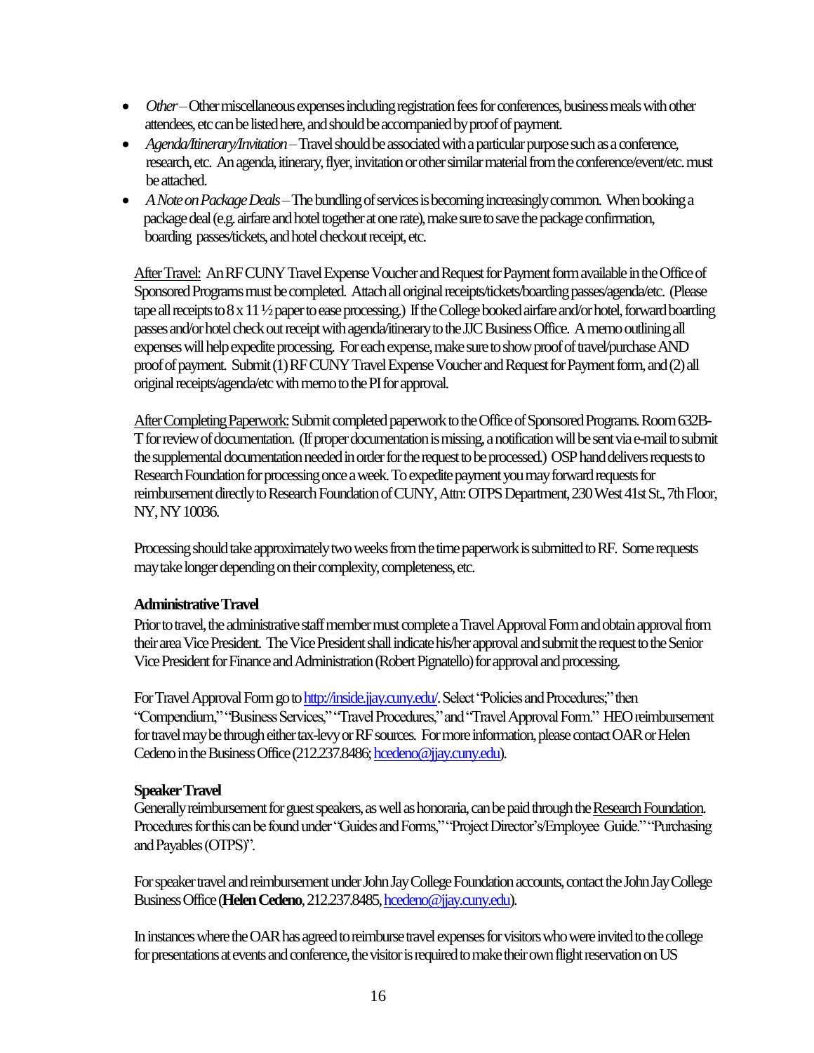- *Other* – Other miscellaneous expenses including registration fees for conferences, business meals with other attendees, etc can be listed here, and should be accompanied by proof of payment.
- *Agenda/Itinerary/Invitation* – Travel should be associated with a particular purpose such as a conference, research, etc. An agenda, itinerary, flyer, invitation or other similar material from the conference/event/etc. must be attached.
- *A Note on Package Deals* – The bundling of services is becoming increasingly common. When booking a package deal (e.g. airfare and hotel together at one rate), make sure to save the package confirmation, boarding passes/tickets, and hotel checkout receipt, etc.

After Travel: An RF CUNY Travel Expense Voucher and Request for Payment form available in the Office of Sponsored Programs must be completed. Attach all original receipts/tickets/boarding passes/agenda/etc. (Please tape all receipts to 8 x 11 ½ paper to ease processing.) If the College booked airfare and/or hotel, forward boarding passes and/or hotel check out receipt with agenda/itinerary to the JJC Business Office. A memo outlining all expenses will help expedite processing. For each expense, make sure to show proof of travel/purchase AND proof of payment. Submit (1) RF CUNY Travel Expense Voucher and Request for Payment form, and (2) all original receipts/agenda/etc with memo to the PI for approval.

After Completing Paperwork: Submit completed paperwork to the Office of Sponsored Programs. Room 632B-T for review of documentation. (If proper documentation is missing, a notification will be sent via e-mail to submit the supplemental documentation needed in order for the request to be processed.) OSP hand delivers requests to Research Foundation for processing once a week. To expedite payment you may forward requests for reimbursement directly to Research Foundation of CUNY, Attn: OTPS Department, 230 West 41st St., 7th Floor, NY, NY 10036.

Processing should take approximately two weeks from the time paperwork is submitted to RF. Some requests may take longer depending on their complexity, completeness, etc.

**Administrative Travel**

Prior to travel, the administrative staff member must complete a Travel Approval Form and obtain approval from their area Vice President. The Vice President shall indicate his/her approval and submit the request to the Senior Vice President for Finance and Administration (Robert Pignatello) for approval and processing.

For Travel Approval Form go to http://inside.jjay.cuny.edu/. Select "Policies and Procedures;" then "Compendium," "Business Services," "Travel Procedures," and "Travel Approval Form." HEO reimbursement for travel may be through either tax-levy or RF sources. For more information, please contact OAR or Helen Cedeno in the Business Office (212.237.8486; hcedeno@jjay.cuny.edu).

**Speaker Travel**

Generally reimbursement for guest speakers, as well as honoraria, can be paid through the Research Foundation. Procedures for this can be found under "Guides and Forms," "Project Director's/Employee Guide." "Purchasing and Payables (OTPS)".

For speaker travel and reimbursement under John Jay College Foundation accounts, contact the John Jay College Business Office (**Helen Cedeno**, 212.237.8485, hcedeno@jjay.cuny.edu).

In instances where the OAR has agreed to reimburse travel expenses for visitors who were invited to the college for presentations at events and conference, the visitor is required to make their own flight reservation on US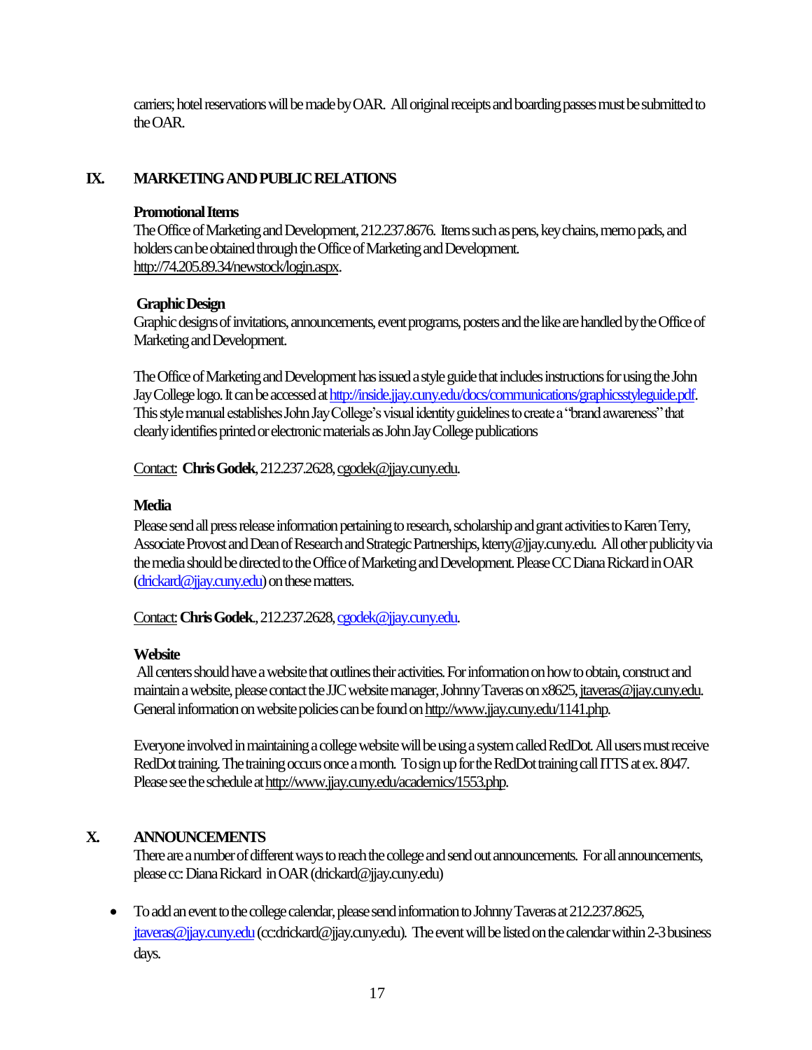carriers; hotel reservations will be made by OAR. All original receipts and boarding passes must be submitted to the OAR.

## IX. MARKETING AND PUBLIC RELATIONS

**Promotional Items**
The Office of Marketing and Development, 212.237.8676. Items such as pens, key chains, memo pads, and holders can be obtained through the Office of Marketing and Development. http://74.205.89.34/newstock/login.aspx.

**Graphic Design**
Graphic designs of invitations, announcements, event programs, posters and the like are handled by the Office of Marketing and Development.

The Office of Marketing and Development has issued a style guide that includes instructions for using the John Jay College logo. It can be accessed at http://inside.jjay.cuny.edu/docs/communications/graphicsstyleguide.pdf. This style manual establishes John Jay College's visual identity guidelines to create a "brand awareness" that clearly identifies printed or electronic materials as John Jay College publications

Contact: **Chris Godek**, 212.237.2628, cgodek@jjay.cuny.edu.

**Media**
Please send all press release information pertaining to research, scholarship and grant activities to Karen Terry, Associate Provost and Dean of Research and Strategic Partnerships, kterry@jjay.cuny.edu. All other publicity via the media should be directed to the Office of Marketing and Development. Please CC Diana Rickard in OAR (drickard@jjay.cuny.edu) on these matters.

Contact: **Chris Godek**., 212.237.2628, cgodek@jjay.cuny.edu.

**Website**
All centers should have a website that outlines their activities. For information on how to obtain, construct and maintain a website, please contact the JJC website manager, Johnny Taveras on x8625, jtaveras@jjay.cuny.edu. General information on website policies can be found on http://www.jjay.cuny.edu/1141.php.

Everyone involved in maintaining a college website will be using a system called RedDot. All users must receive RedDot training. The training occurs once a month. To sign up for the RedDot training call ITTS at ex. 8047. Please see the schedule at http://www.jjay.cuny.edu/academics/1553.php.

## X. ANNOUNCEMENTS

There are a number of different ways to reach the college and send out announcements. For all announcements, please cc: Diana Rickard in OAR (drickard@jjay.cuny.edu)

- To add an event to the college calendar, please send information to Johnny Taveras at 212.237.8625, jtaveras@jjay.cuny.edu (cc:drickard@jjay.cuny.edu). The event will be listed on the calendar within 2-3 business days.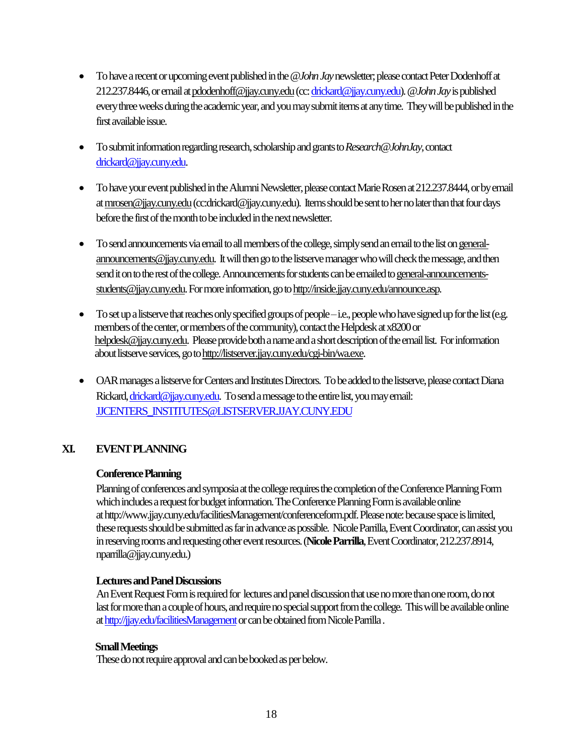- To have a recent or upcoming event published in the *@John Jay* newsletter, please contact Peter Dodenhoff at 212.237.8446, or email at pdodenhoff@jjay.cuny.edu (cc: drickard@jjay.cuny.edu). *@John Jay* is published every three weeks during the academic year, and you may submit items at any time. They will be published in the first available issue.

- To submit information regarding research, scholarship and grants to *Research@JohnJay*, contact drickard@jjay.cuny.edu.

- To have your event published in the Alumni Newsletter, please contact Marie Rosen at 212.237.8444, or by email at mrosen@jjay.cuny.edu (cc:drickard@jjay.cuny.edu). Items should be sent to her no later than that four days before the first of the month to be included in the next newsletter.

- To send announcements via email to all members of the college, simply send an email to the list on general-announcements@jjay.cuny.edu. It will then go to the listserve manager who will check the message, and then send it on to the rest of the college. Announcements for students can be emailed to general-announcements-students@jjay.cuny.edu. For more information, go to http://inside.jjay.cuny.edu/announce.asp.

- To set up a listserve that reaches only specified groups of people – i.e., people who have signed up for the list (e.g. members of the center, or members of the community), contact the Helpdesk at x8200 or helpdesk@jjay.cuny.edu. Please provide both a name and a short description of the email list. For information about listserve services, go to http://listserver.jjay.cuny.edu/cgi-bin/wa.exe.

- OAR manages a listserve for Centers and Institutes Directors. To be added to the listserve, please contact Diana Rickard, drickard@jjay.cuny.edu. To send a message to the entire list, you may email: JJCENTERS_INSTITUTES@LISTSERVER.JJAY.CUNY.EDU

## XI. EVENT PLANNING

**Conference Planning**

Planning of conferences and symposia at the college requires the completion of the Conference Planning Form which includes a request for budget information. The Conference Planning Form is available online at http://www.jjay.cuny.edu/facilitiesManagement/conferenceform.pdf. Please note: because space is limited, these requests should be submitted as far in advance as possible. Nicole Parrilla, Event Coordinator, can assist you in reserving rooms and requesting other event resources. (**Nicole Parrilla**, Event Coordinator, 212.237.8914, nparrilla@jjay.cuny.edu.)

**Lectures and Panel Discussions**

An Event Request Form is required for lectures and panel discussion that use no more than one room, do not last for more than a couple of hours, and require no special support from the college. This will be available online at http://jjay.edu/facilitiesManagement or can be obtained from Nicole Parrilla .

**Small Meetings**

These do not require approval and can be booked as per below.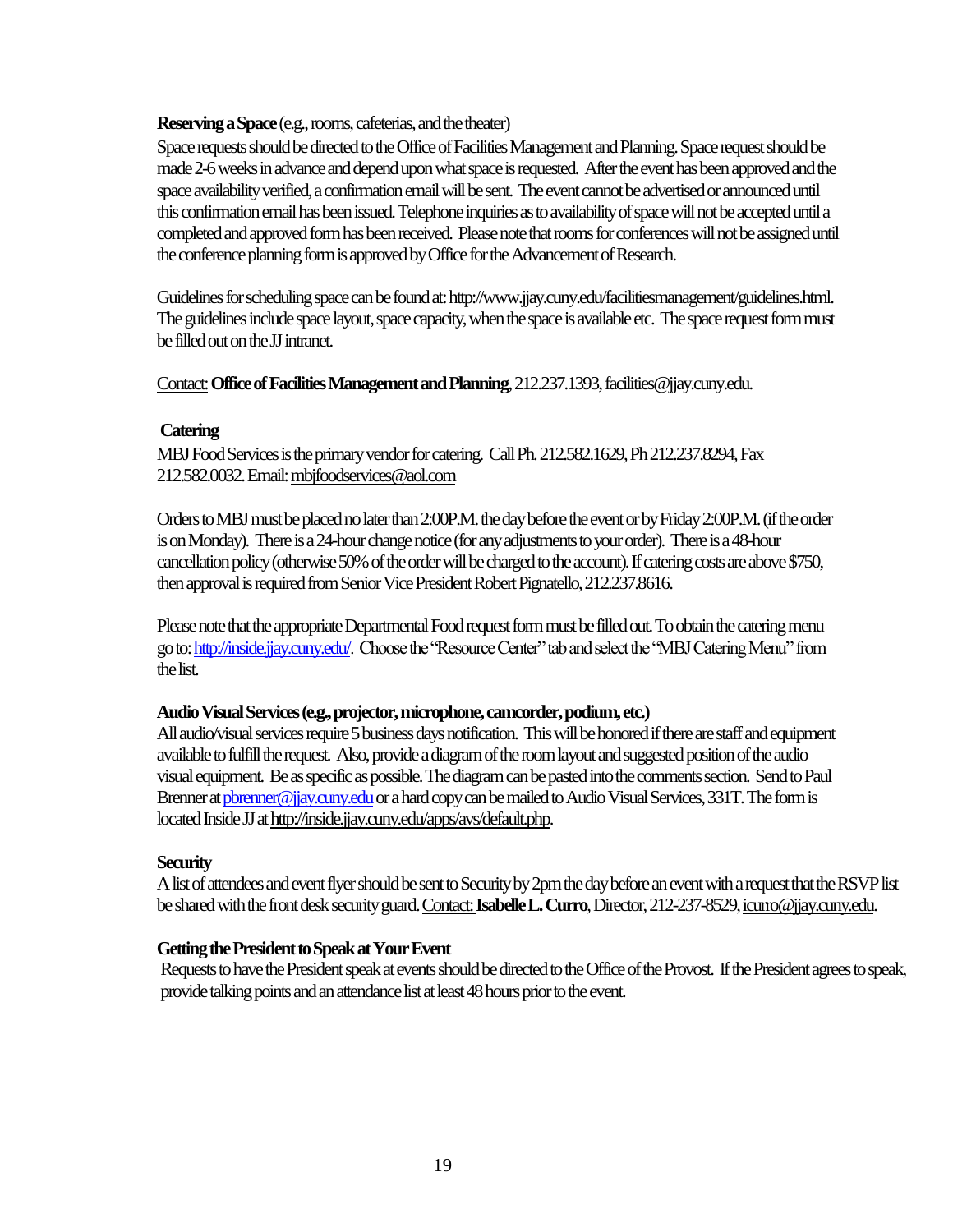**Reserving a Space** (e.g., rooms, cafeterias, and the theater)

Space requests should be directed to the Office of Facilities Management and Planning. Space request should be made 2-6 weeks in advance and depend upon what space is requested. After the event has been approved and the space availability verified, a confirmation email will be sent. The event cannot be advertised or announced until this confirmation email has been issued. Telephone inquiries as to availability of space will not be accepted until a completed and approved form has been received. Please note that rooms for conferences will not be assigned until the conference planning form is approved by Office for the Advancement of Research.

Guidelines for scheduling space can be found at: http://www.jjay.cuny.edu/facilitiesmanagement/guidelines.html. The guidelines include space layout, space capacity, when the space is available etc. The space request form must be filled out on the JJ intranet.

Contact: **Office of Facilities Management and Planning**, 212.237.1393, facilities@jjay.cuny.edu.

**Catering**

MBJ Food Services is the primary vendor for catering. Call Ph. 212.582.1629, Ph 212.237.8294, Fax 212.582.0032. Email: mbjfoodservices@aol.com

Orders to MBJ must be placed no later than 2:00P.M. the day before the event or by Friday 2:00P.M. (if the order is on Monday). There is a 24-hour change notice (for any adjustments to your order). There is a 48-hour cancellation policy (otherwise 50% of the order will be charged to the account). If catering costs are above $750, then approval is required from Senior Vice President Robert Pignatello, 212.237.8616.

Please note that the appropriate Departmental Food request form must be filled out. To obtain the catering menu go to: http://inside.jjay.cuny.edu/. Choose the "Resource Center" tab and select the "MBJ Catering Menu" from the list.

**Audio Visual Services (e.g., projector, microphone, camcorder, podium, etc.)**

All audio/visual services require 5 business days notification. This will be honored if there are staff and equipment available to fulfill the request. Also, provide a diagram of the room layout and suggested position of the audio visual equipment. Be as specific as possible. The diagram can be pasted into the comments section. Send to Paul Brenner at pbrenner@jjay.cuny.edu or a hard copy can be mailed to Audio Visual Services, 331T. The form is located Inside JJ at http://inside.jjay.cuny.edu/apps/avs/default.php.

**Security**

A list of attendees and event flyer should be sent to Security by 2pm the day before an event with a request that the RSVP list be shared with the front desk security guard. Contact: **Isabelle L. Curro**, Director, 212-237-8529, icurro@jjay.cuny.edu.

**Getting the President to Speak at Your Event**

Requests to have the President speak at events should be directed to the Office of the Provost. If the President agrees to speak, provide talking points and an attendance list at least 48 hours prior to the event.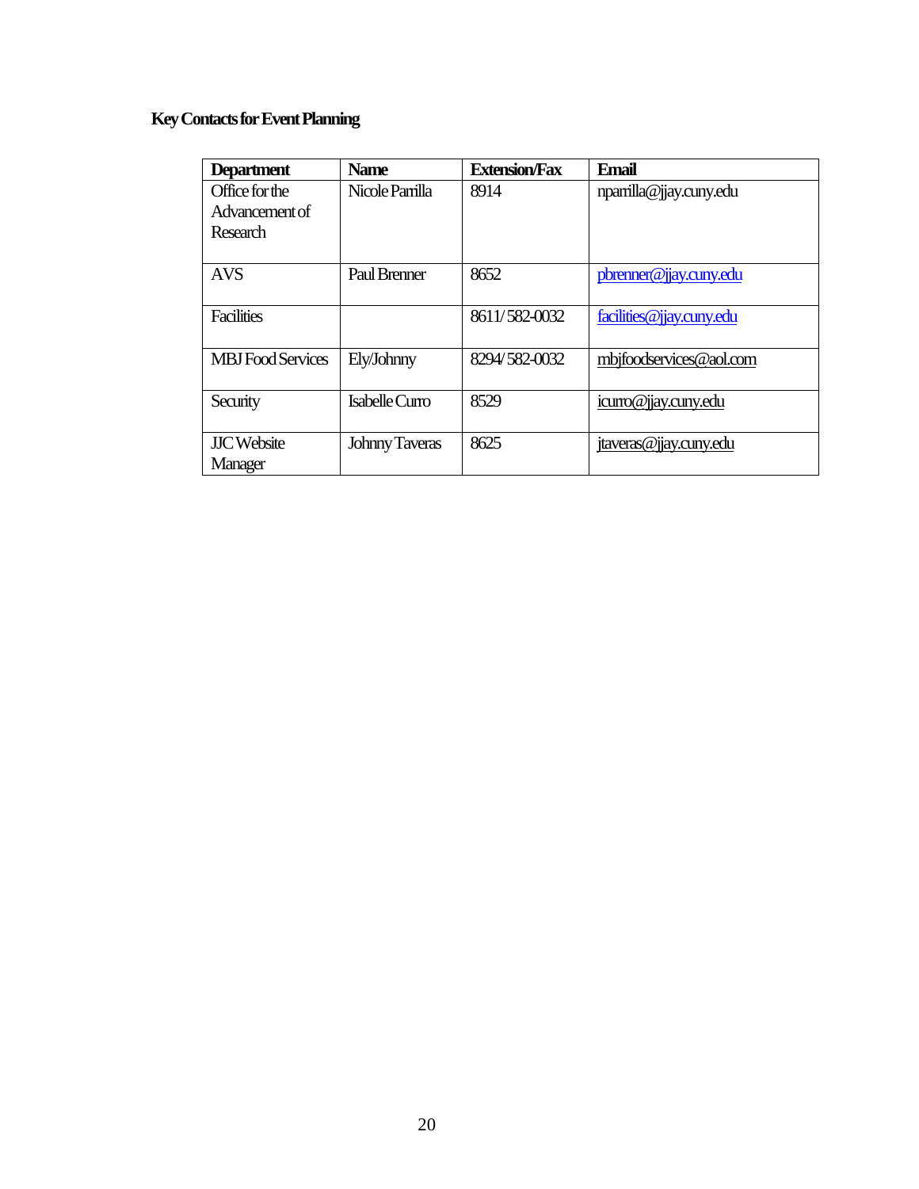**Key Contacts for Event Planning**

| Department | Name | Extension/Fax | Email |
|---|---|---|---|
| Office for the Advancement of Research | Nicole Parrilla | 8914 | nparrilla@jjay.cuny.edu |
| AVS | Paul Brenner | 8652 | pbrenner@jjay.cuny.edu |
| Facilities | | 8611/582-0032 | facilities@jjay.cuny.edu |
| MBJ Food Services | Ely/Johnny | 8294/582-0032 | mbjfoodservices@aol.com |
| Security | Isabelle Curro | 8529 | icurro@jjay.cuny.edu |
| JJC Website Manager | Johnny Taveras | 8625 | jtaveras@jjay.cuny.edu |